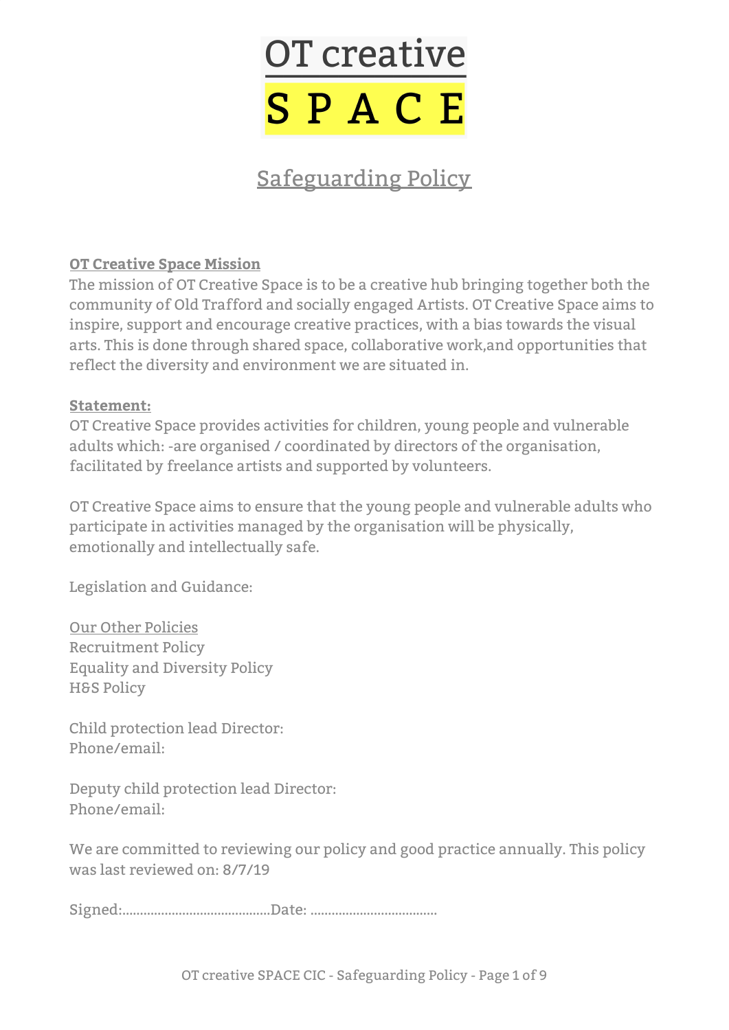# OT creative SPACE

## Safeguarding Policy

**OT Creative Space Mission**

The mission of OT Creative Space is to be a creative hub bringing together both the community of Old Trafford and socially engaged Artists. OT Creative Space aims to inspire, support and encourage creative practices, with a bias towards the visual arts. This is done through shared space, collaborative work,and opportunities that reflect the diversity and environment we are situated in.

**Statement:**

OT Creative Space provides activities for children, young people and vulnerable adults which: -are organised / coordinated by directors of the organisation, facilitated by freelance artists and supported by volunteers.

OT Creative Space aims to ensure that the young people and vulnerable adults who participate in activities managed by the organisation will be physically, emotionally and intellectually safe.

Legislation and Guidance:

Our Other Policies
Recruitment Policy
Equality and Diversity Policy
H&S Policy

Child protection lead Director:
Phone/email:

Deputy child protection lead Director:
Phone/email:

We are committed to reviewing our policy and good practice annually. This policy was last reviewed on: 8/7/19

Signed:.........................................Date: ...................................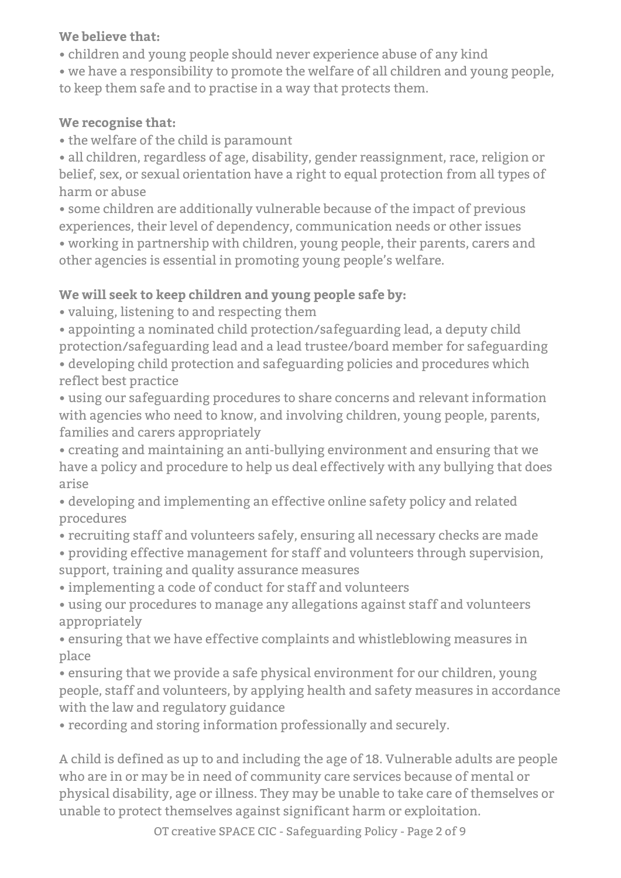**We believe that:**

- children and young people should never experience abuse of any kind
- we have a responsibility to promote the welfare of all children and young people, to keep them safe and to practise in a way that protects them.

**We recognise that:**

- the welfare of the child is paramount
- all children, regardless of age, disability, gender reassignment, race, religion or belief, sex, or sexual orientation have a right to equal protection from all types of harm or abuse
- some children are additionally vulnerable because of the impact of previous experiences, their level of dependency, communication needs or other issues
- working in partnership with children, young people, their parents, carers and other agencies is essential in promoting young people's welfare.

**We will seek to keep children and young people safe by:**

- valuing, listening to and respecting them
- appointing a nominated child protection/safeguarding lead, a deputy child protection/safeguarding lead and a lead trustee/board member for safeguarding
- developing child protection and safeguarding policies and procedures which reflect best practice
- using our safeguarding procedures to share concerns and relevant information with agencies who need to know, and involving children, young people, parents, families and carers appropriately
- creating and maintaining an anti-bullying environment and ensuring that we have a policy and procedure to help us deal effectively with any bullying that does arise
- developing and implementing an effective online safety policy and related procedures
- recruiting staff and volunteers safely, ensuring all necessary checks are made
- providing effective management for staff and volunteers through supervision, support, training and quality assurance measures
- implementing a code of conduct for staff and volunteers
- using our procedures to manage any allegations against staff and volunteers appropriately
- ensuring that we have effective complaints and whistleblowing measures in place
- ensuring that we provide a safe physical environment for our children, young people, staff and volunteers, by applying health and safety measures in accordance with the law and regulatory guidance
- recording and storing information professionally and securely.

A child is defined as up to and including the age of 18. Vulnerable adults are people who are in or may be in need of community care services because of mental or physical disability, age or illness. They may be unable to take care of themselves or unable to protect themselves against significant harm or exploitation.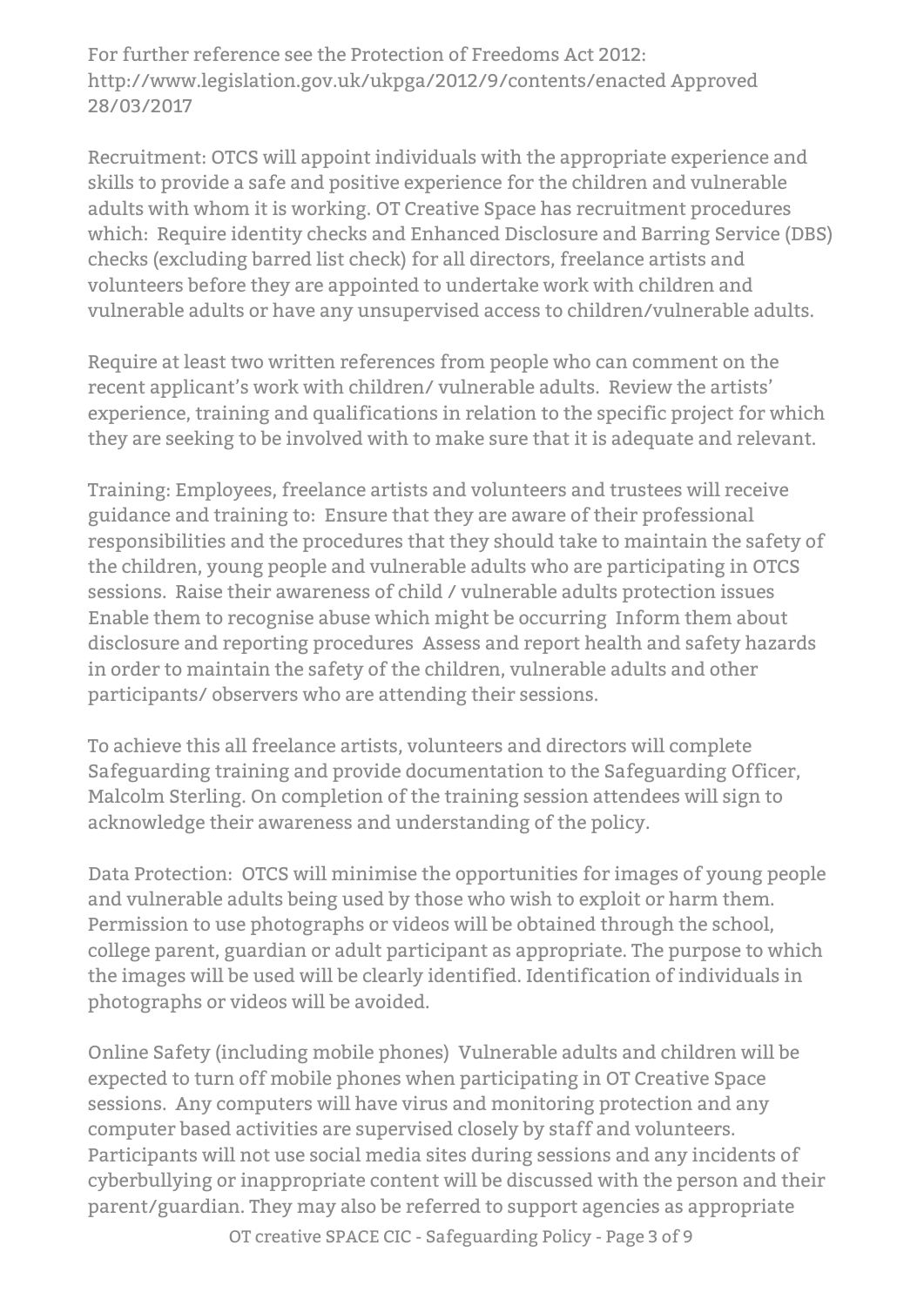For further reference see the Protection of Freedoms Act 2012: http://www.legislation.gov.uk/ukpga/2012/9/contents/enacted Approved 28/03/2017

Recruitment: OTCS will appoint individuals with the appropriate experience and skills to provide a safe and positive experience for the children and vulnerable adults with whom it is working. OT Creative Space has recruitment procedures which:  Require identity checks and Enhanced Disclosure and Barring Service (DBS) checks (excluding barred list check) for all directors, freelance artists and volunteers before they are appointed to undertake work with children and vulnerable adults or have any unsupervised access to children/vulnerable adults.

Require at least two written references from people who can comment on the recent applicant's work with children/ vulnerable adults.  Review the artists' experience, training and qualifications in relation to the specific project for which they are seeking to be involved with to make sure that it is adequate and relevant.

Training: Employees, freelance artists and volunteers and trustees will receive guidance and training to:  Ensure that they are aware of their professional responsibilities and the procedures that they should take to maintain the safety of the children, young people and vulnerable adults who are participating in OTCS sessions.  Raise their awareness of child / vulnerable adults protection issues  Enable them to recognise abuse which might be occurring  Inform them about disclosure and reporting procedures  Assess and report health and safety hazards in order to maintain the safety of the children, vulnerable adults and other participants/ observers who are attending their sessions.

To achieve this all freelance artists, volunteers and directors will complete Safeguarding training and provide documentation to the Safeguarding Officer, Malcolm Sterling. On completion of the training session attendees will sign to acknowledge their awareness and understanding of the policy.

Data Protection:  OTCS will minimise the opportunities for images of young people and vulnerable adults being used by those who wish to exploit or harm them. Permission to use photographs or videos will be obtained through the school, college parent, guardian or adult participant as appropriate. The purpose to which the images will be used will be clearly identified. Identification of individuals in photographs or videos will be avoided.

Online Safety (including mobile phones)  Vulnerable adults and children will be expected to turn off mobile phones when participating in OT Creative Space sessions.  Any computers will have virus and monitoring protection and any computer based activities are supervised closely by staff and volunteers. Participants will not use social media sites during sessions and any incidents of cyberbullying or inappropriate content will be discussed with the person and their parent/guardian. They may also be referred to support agencies as appropriate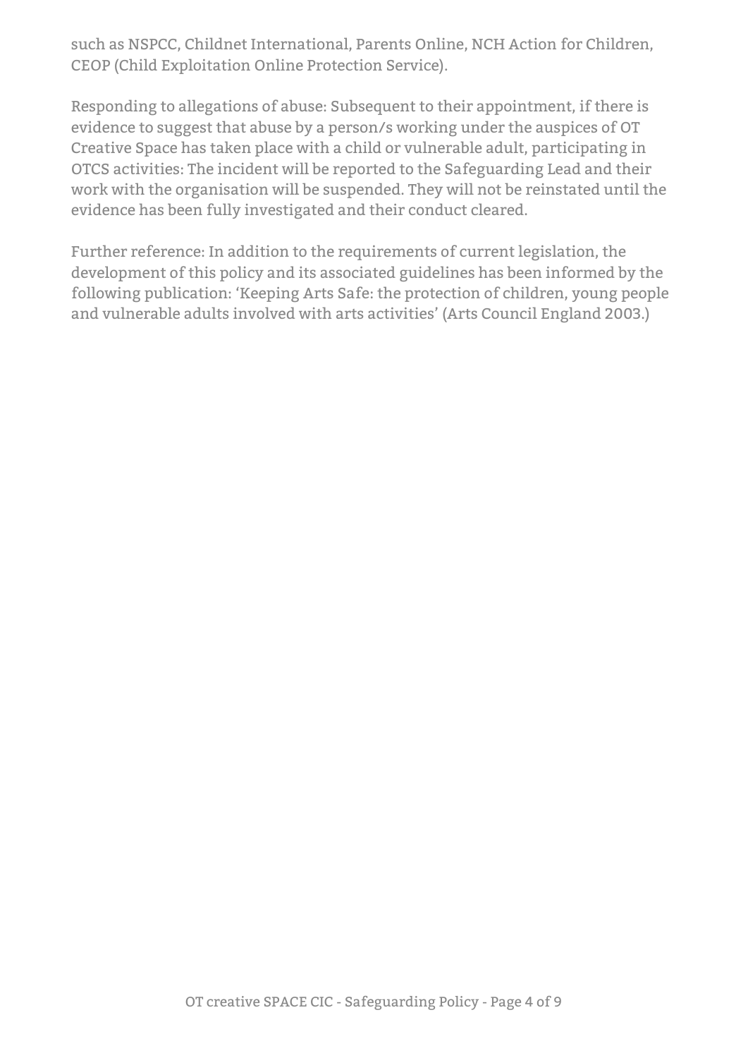such as NSPCC, Childnet International, Parents Online, NCH Action for Children, CEOP (Child Exploitation Online Protection Service).

Responding to allegations of abuse: Subsequent to their appointment, if there is evidence to suggest that abuse by a person/s working under the auspices of OT Creative Space has taken place with a child or vulnerable adult, participating in OTCS activities: The incident will be reported to the Safeguarding Lead and their work with the organisation will be suspended. They will not be reinstated until the evidence has been fully investigated and their conduct cleared.

Further reference: In addition to the requirements of current legislation, the development of this policy and its associated guidelines has been informed by the following publication: 'Keeping Arts Safe: the protection of children, young people and vulnerable adults involved with arts activities' (Arts Council England 2003.)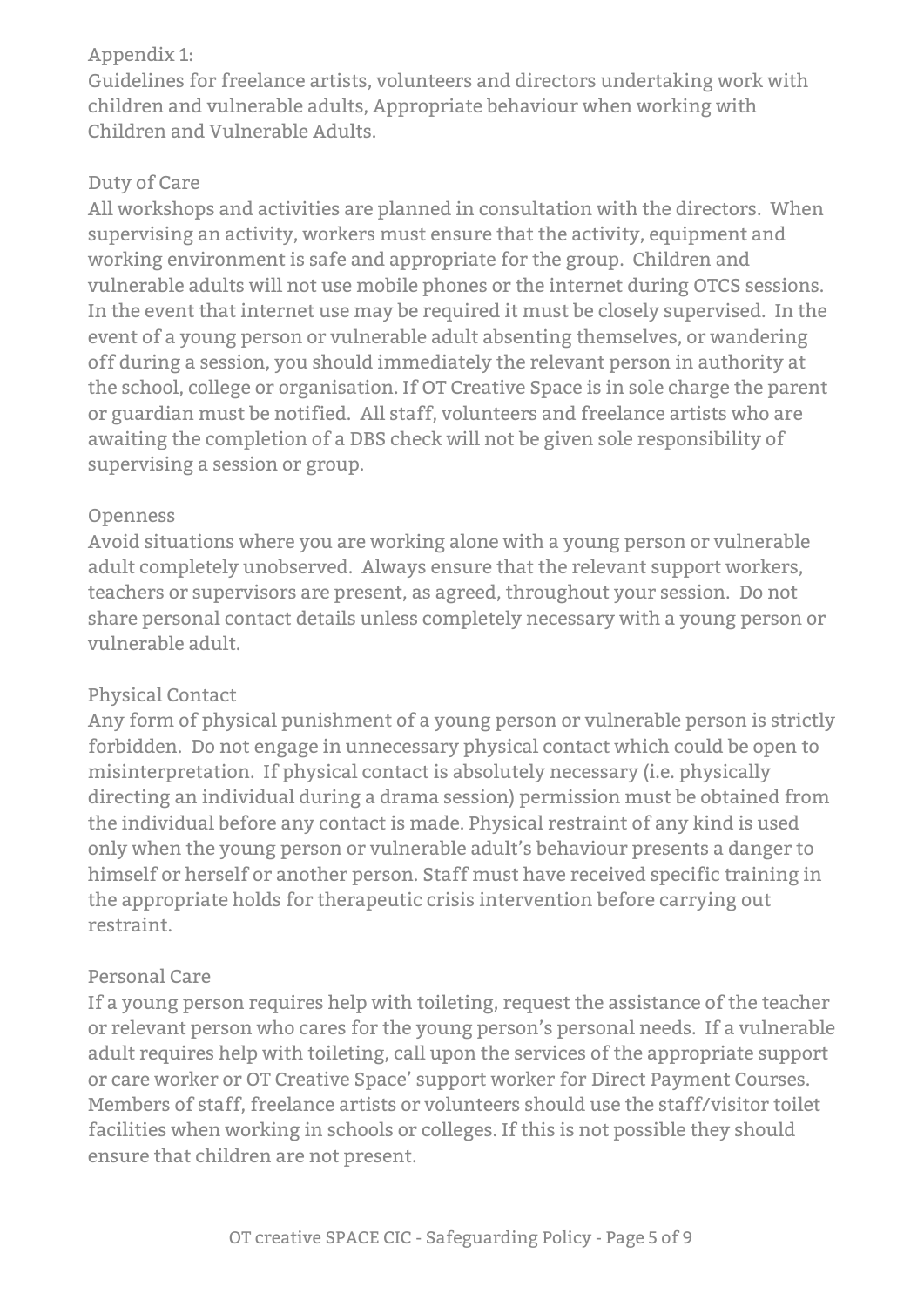Appendix 1:
Guidelines for freelance artists, volunteers and directors undertaking work with children and vulnerable adults, Appropriate behaviour when working with Children and Vulnerable Adults.

## Duty of Care

All workshops and activities are planned in consultation with the directors. When supervising an activity, workers must ensure that the activity, equipment and working environment is safe and appropriate for the group. Children and vulnerable adults will not use mobile phones or the internet during OTCS sessions. In the event that internet use may be required it must be closely supervised. In the event of a young person or vulnerable adult absenting themselves, or wandering off during a session, you should immediately the relevant person in authority at the school, college or organisation. If OT Creative Space is in sole charge the parent or guardian must be notified. All staff, volunteers and freelance artists who are awaiting the completion of a DBS check will not be given sole responsibility of supervising a session or group.

## Openness

Avoid situations where you are working alone with a young person or vulnerable adult completely unobserved. Always ensure that the relevant support workers, teachers or supervisors are present, as agreed, throughout your session. Do not share personal contact details unless completely necessary with a young person or vulnerable adult.

## Physical Contact

Any form of physical punishment of a young person or vulnerable person is strictly forbidden. Do not engage in unnecessary physical contact which could be open to misinterpretation. If physical contact is absolutely necessary (i.e. physically directing an individual during a drama session) permission must be obtained from the individual before any contact is made. Physical restraint of any kind is used only when the young person or vulnerable adult's behaviour presents a danger to himself or herself or another person. Staff must have received specific training in the appropriate holds for therapeutic crisis intervention before carrying out restraint.

## Personal Care

If a young person requires help with toileting, request the assistance of the teacher or relevant person who cares for the young person's personal needs. If a vulnerable adult requires help with toileting, call upon the services of the appropriate support or care worker or OT Creative Space' support worker for Direct Payment Courses. Members of staff, freelance artists or volunteers should use the staff/visitor toilet facilities when working in schools or colleges. If this is not possible they should ensure that children are not present.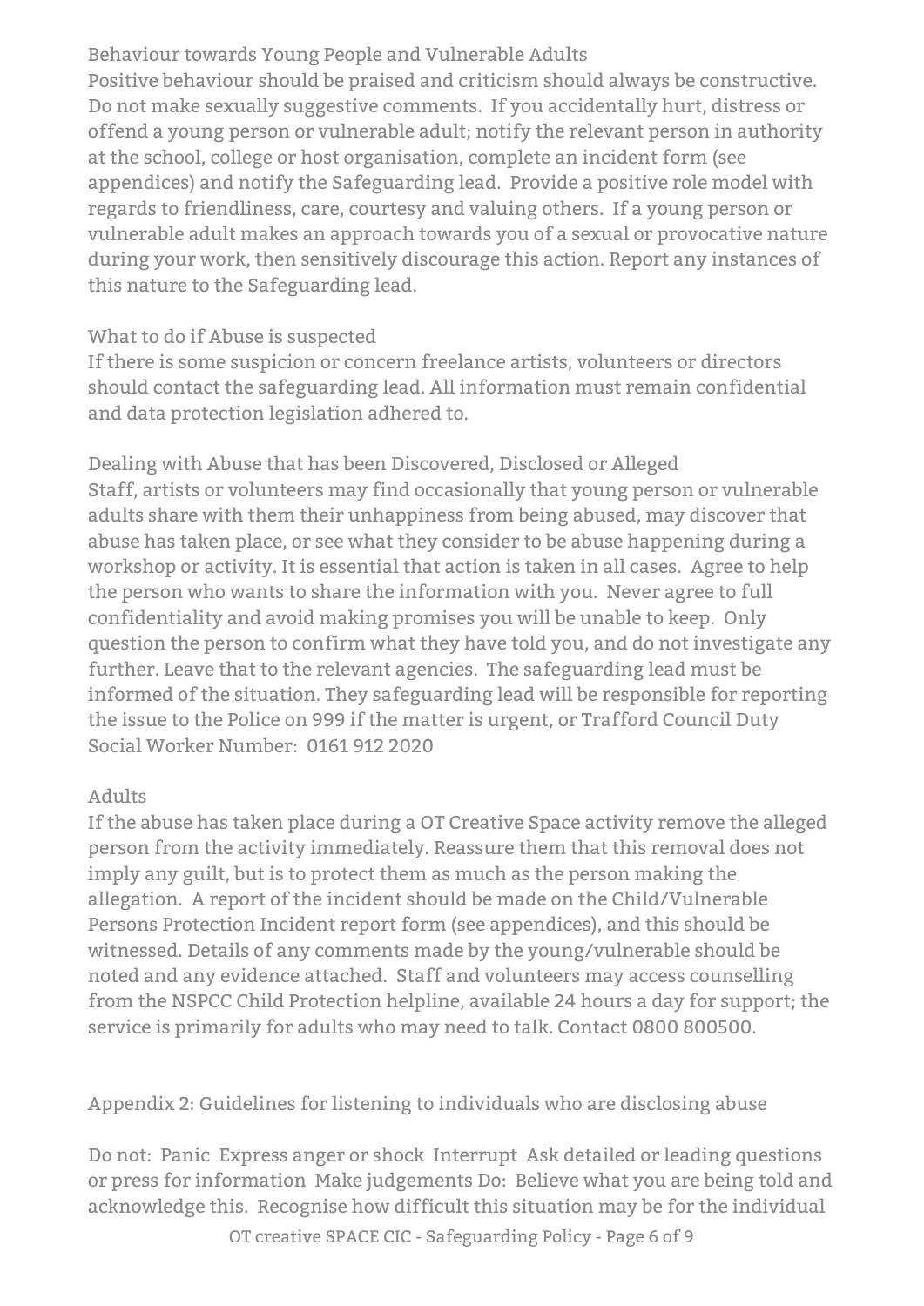## Behaviour towards Young People and Vulnerable Adults

Positive behaviour should be praised and criticism should always be constructive. Do not make sexually suggestive comments. If you accidentally hurt, distress or offend a young person or vulnerable adult; notify the relevant person in authority at the school, college or host organisation, complete an incident form (see appendices) and notify the Safeguarding lead. Provide a positive role model with regards to friendliness, care, courtesy and valuing others. If a young person or vulnerable adult makes an approach towards you of a sexual or provocative nature during your work, then sensitively discourage this action. Report any instances of this nature to the Safeguarding lead.

## What to do if Abuse is suspected

If there is some suspicion or concern freelance artists, volunteers or directors should contact the safeguarding lead. All information must remain confidential and data protection legislation adhered to.

## Dealing with Abuse that has been Discovered, Disclosed or Alleged

Staff, artists or volunteers may find occasionally that young person or vulnerable adults share with them their unhappiness from being abused, may discover that abuse has taken place, or see what they consider to be abuse happening during a workshop or activity. It is essential that action is taken in all cases. Agree to help the person who wants to share the information with you. Never agree to full confidentiality and avoid making promises you will be unable to keep. Only question the person to confirm what they have told you, and do not investigate any further. Leave that to the relevant agencies. The safeguarding lead must be informed of the situation. They safeguarding lead will be responsible for reporting the issue to the Police on 999 if the matter is urgent, or Trafford Council Duty Social Worker Number: 0161 912 2020

## Adults

If the abuse has taken place during a OT Creative Space activity remove the alleged person from the activity immediately. Reassure them that this removal does not imply any guilt, but is to protect them as much as the person making the allegation. A report of the incident should be made on the Child/Vulnerable Persons Protection Incident report form (see appendices), and this should be witnessed. Details of any comments made by the young/vulnerable should be noted and any evidence attached. Staff and volunteers may access counselling from the NSPCC Child Protection helpline, available 24 hours a day for support; the service is primarily for adults who may need to talk. Contact 0800 800500.

## Appendix 2: Guidelines for listening to individuals who are disclosing abuse

Do not: Panic Express anger or shock Interrupt Ask detailed or leading questions or press for information Make judgements Do: Believe what you are being told and acknowledge this. Recognise how difficult this situation may be for the individual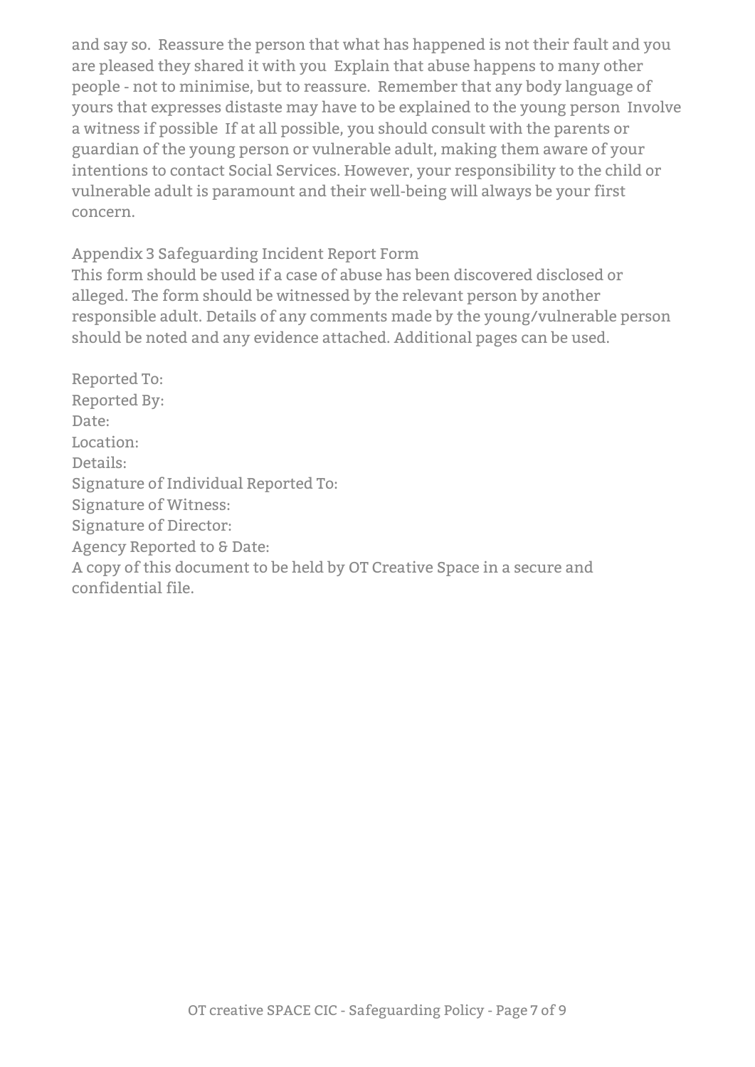and say so. Reassure the person that what has happened is not their fault and you are pleased they shared it with you Explain that abuse happens to many other people - not to minimise, but to reassure. Remember that any body language of yours that expresses distaste may have to be explained to the young person Involve a witness if possible If at all possible, you should consult with the parents or guardian of the young person or vulnerable adult, making them aware of your intentions to contact Social Services. However, your responsibility to the child or vulnerable adult is paramount and their well-being will always be your first concern.

## Appendix 3 Safeguarding Incident Report Form

This form should be used if a case of abuse has been discovered disclosed or alleged. The form should be witnessed by the relevant person by another responsible adult. Details of any comments made by the young/vulnerable person should be noted and any evidence attached. Additional pages can be used.

Reported To:
Reported By:
Date:
Location:
Details:
Signature of Individual Reported To:
Signature of Witness:
Signature of Director:
Agency Reported to & Date:
A copy of this document to be held by OT Creative Space in a secure and confidential file.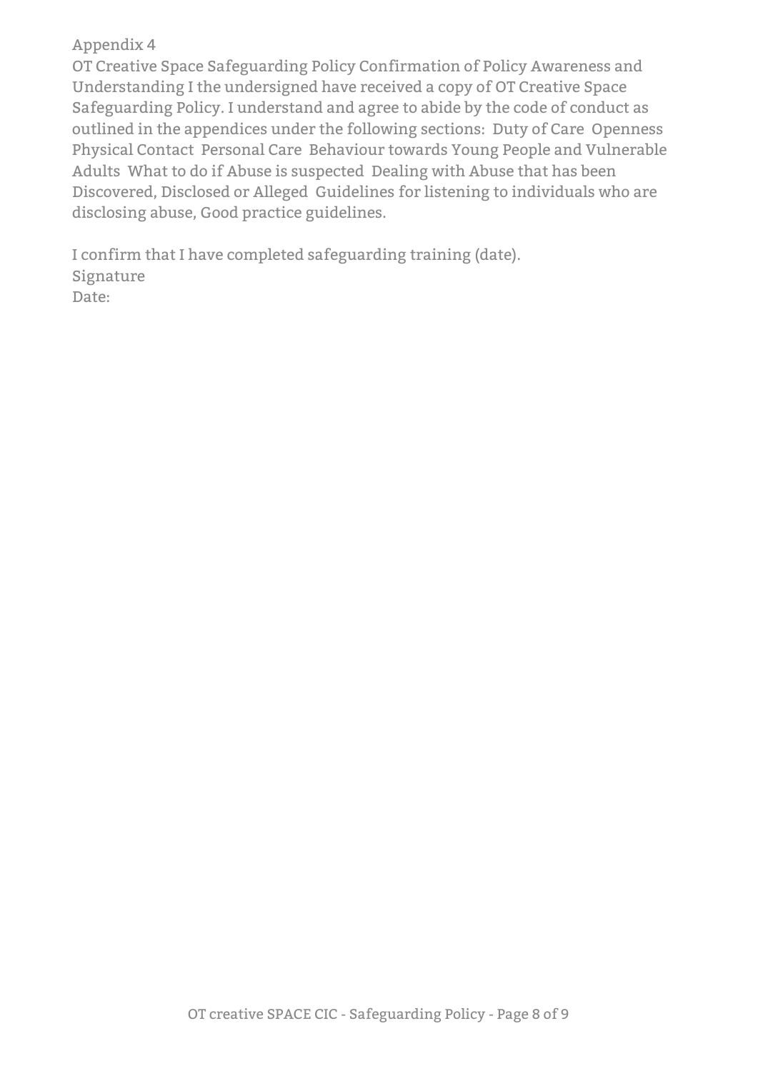## Appendix 4

OT Creative Space Safeguarding Policy Confirmation of Policy Awareness and Understanding I the undersigned have received a copy of OT Creative Space Safeguarding Policy. I understand and agree to abide by the code of conduct as outlined in the appendices under the following sections:  Duty of Care  Openness  Physical Contact  Personal Care  Behaviour towards Young People and Vulnerable Adults  What to do if Abuse is suspected  Dealing with Abuse that has been Discovered, Disclosed or Alleged  Guidelines for listening to individuals who are disclosing abuse, Good practice guidelines.

I confirm that I have completed safeguarding training (date).
Signature
Date: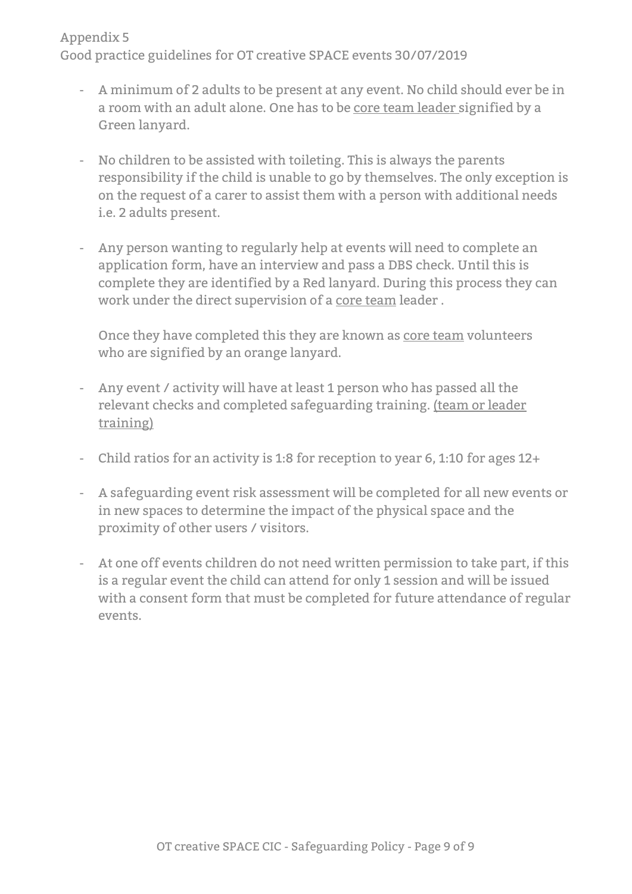Appendix 5

Good practice guidelines for OT creative SPACE events 30/07/2019

- A minimum of 2 adults to be present at any event. No child should ever be in a room with an adult alone. One has to be <u>core team leader</u> signified by a Green lanyard.

- No children to be assisted with toileting. This is always the parents responsibility if the child is unable to go by themselves. The only exception is on the request of a carer to assist them with a person with additional needs i.e. 2 adults present.

- Any person wanting to regularly help at events will need to complete an application form, have an interview and pass a DBS check. Until this is complete they are identified by a Red lanyard. During this process they can work under the direct supervision of a <u>core team</u> leader .

  Once they have completed this they are known as <u>core team</u> volunteers who are signified by an orange lanyard.

- Any event / activity will have at least 1 person who has passed all the relevant checks and completed safeguarding training. <u>(team or leader training)</u>

- Child ratios for an activity is 1:8 for reception to year 6, 1:10 for ages 12+

- A safeguarding event risk assessment will be completed for all new events or in new spaces to determine the impact of the physical space and the proximity of other users / visitors.

- At one off events children do not need written permission to take part, if this is a regular event the child can attend for only 1 session and will be issued with a consent form that must be completed for future attendance of regular events.